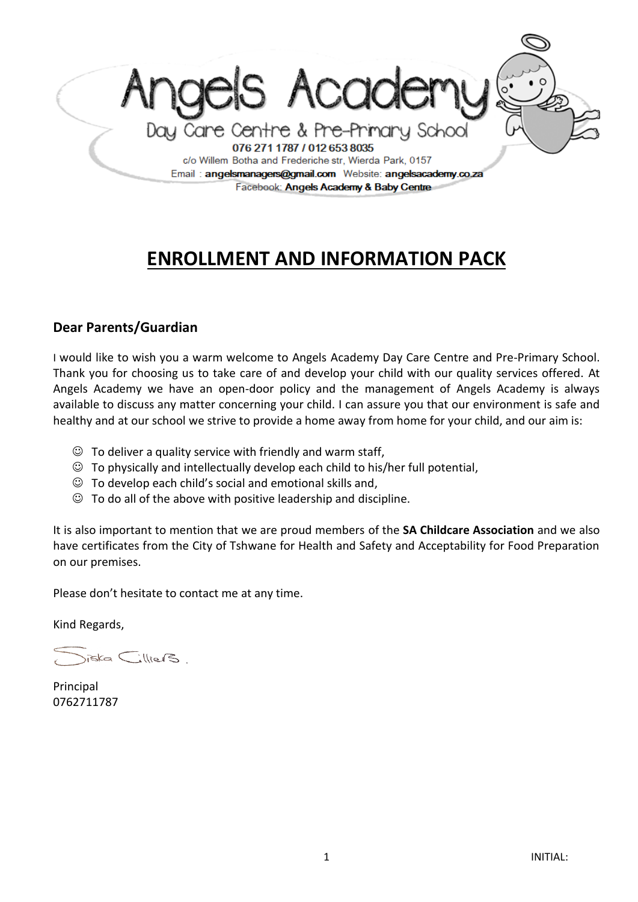# Angels Academy

Day Care Centre & Pre-Primary School

076 271 1787 / 012 653 8035

c/o Willem Botha and Frederiche str, Wierda Park, 0157

Email : **angelsmanagers@gmail.com** Website: **angelsacademy.co.za**

Facebook: **Angels Academy & Baby Centre**

## ENROLLMENT AND INFORMATION PACK

### Dear Parents/Guardian

I would like to wish you a warm welcome to Angels Academy Day Care Centre and Pre-Primary School. Thank you for choosing us to take care of and develop your child with our quality services offered. At Angels Academy we have an open-door policy and the management of Angels Academy is always available to discuss any matter concerning your child. I can assure you that our environment is safe and healthy and at our school we strive to provide a home away from home for your child, and our aim is:

- ☺ To deliver a quality service with friendly and warm staff,
- ☺ To physically and intellectually develop each child to his/her full potential,
- ☺ To develop each child's social and emotional skills and,
- ☺ To do all of the above with positive leadership and discipline.

It is also important to mention that we are proud members of the **SA Childcare Association** and we also have certificates from the City of Tshwane for Health and Safety and Acceptability for Food Preparation on our premises.

Please don't hesitate to contact me at any time.

Kind Regards,

Siska Cilliers.

Principal
0762711787

INITIAL: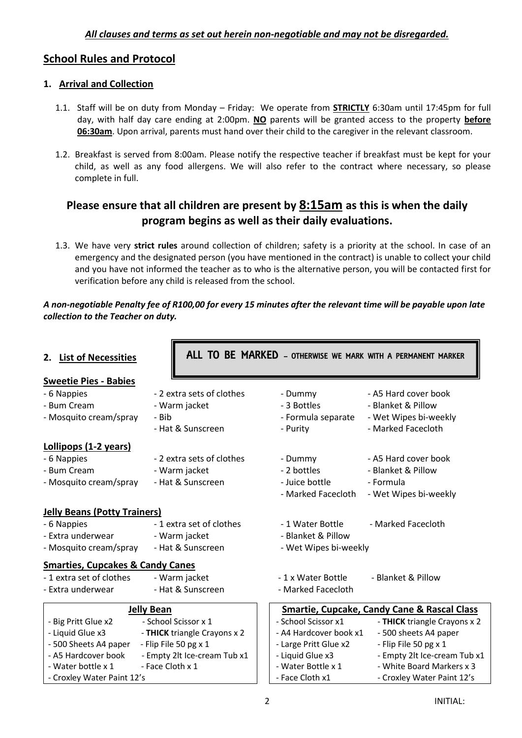***All clauses and terms as set out herein non-negotiable and may not be disregarded.***

## School Rules and Protocol

### 1. Arrival and Collection

1.1. Staff will be on duty from Monday – Friday: We operate from **STRICTLY** 6:30am until 17:45pm for full day, with half day care ending at 2:00pm. **NO** parents will be granted access to the property **before 06:30am**. Upon arrival, parents must hand over their child to the caregiver in the relevant classroom.

1.2. Breakfast is served from 8:00am. Please notify the respective teacher if breakfast must be kept for your child, as well as any food allergens. We will also refer to the contract where necessary, so please complete in full.

**Please ensure that all children are present by 8:15am as this is when the daily program begins as well as their daily evaluations.**

1.3. We have very **strict rules** around collection of children; safety is a priority at the school. In case of an emergency and the designated person (you have mentioned in the contract) is unable to collect your child and you have not informed the teacher as to who is the alternative person, you will be contacted first for verification before any child is released from the school.

***A non-negotiable Penalty fee of R100,00 for every 15 minutes after the relevant time will be payable upon late collection to the Teacher on duty.***

### 2. List of Necessities

**ALL TO BE MARKED – OTHERWISE WE MARK WITH A PERMANENT MARKER**

**Sweetie Pies - Babies**

- 6 Nappies
- Bum Cream
- Mosquito cream/spray
- 2 extra sets of clothes
- Warm jacket
- Bib
- Hat & Sunscreen
- Dummy
- 3 Bottles
- Formula separate
- Purity
- A5 Hard cover book
- Blanket & Pillow
- Wet Wipes bi-weekly
- Marked Facecloth

**Lollipops (1-2 years)**

- 6 Nappies
- Bum Cream
- Mosquito cream/spray
- 2 extra sets of clothes
- Warm jacket
- Hat & Sunscreen
- Dummy
- 2 bottles
- Juice bottle
- Marked Facecloth
- A5 Hard cover book
- Blanket & Pillow
- Formula
- Wet Wipes bi-weekly

**Jelly Beans (Potty Trainers)**

- 6 Nappies
- Extra underwear
- Mosquito cream/spray
- 1 extra set of clothes
- Warm jacket
- Hat & Sunscreen
- 1 Water Bottle
- Blanket & Pillow
- Wet Wipes bi-weekly
- Marked Facecloth

**Smarties, Cupcakes & Candy Canes**

- 1 extra set of clothes
- Extra underwear
- Warm jacket
- Hat & Sunscreen
- 1 x Water Bottle
- Marked Facecloth
- Blanket & Pillow

| Jelly Bean | |
|---|---|
| - Big Pritt Glue x2 | - School Scissor x 1 |
| - Liquid Glue x3 | - **THICK** triangle Crayons x 2 |
| - 500 Sheets A4 paper | - Flip File 50 pg x 1 |
| - A5 Hardcover book | - Empty 2lt Ice-cream Tub x1 |
| - Water bottle x 1 | - Face Cloth x 1 |
| - Croxley Water Paint 12's | |

| Smartie, Cupcake, Candy Cane & Rascal Class | |
|---|---|
| - School Scissor x1 | - **THICK** triangle Crayons x 2 |
| - A4 Hardcover book x1 | - 500 sheets A4 paper |
| - Large Pritt Glue x2 | - Flip File 50 pg x 1 |
| - Liquid Glue x3 | - Empty 2lt Ice-cream Tub x1 |
| - Water Bottle x 1 | - White Board Markers x 3 |
| - Face Cloth x1 | - Croxley Water Paint 12's |

INITIAL: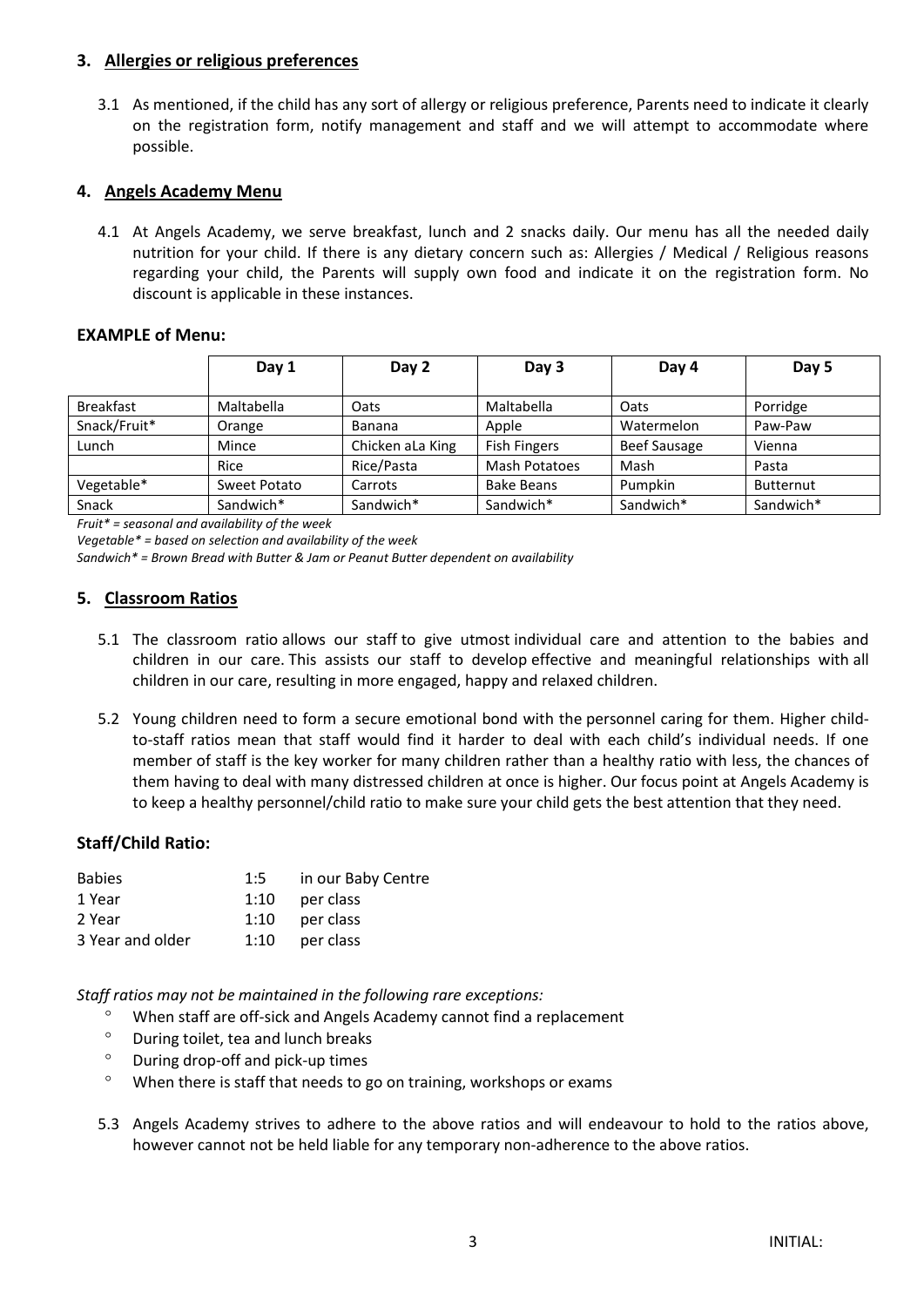### 3. Allergies or religious preferences

3.1 As mentioned, if the child has any sort of allergy or religious preference, Parents need to indicate it clearly on the registration form, notify management and staff and we will attempt to accommodate where possible.

### 4. Angels Academy Menu

4.1 At Angels Academy, we serve breakfast, lunch and 2 snacks daily. Our menu has all the needed daily nutrition for your child. If there is any dietary concern such as: Allergies / Medical / Religious reasons regarding your child, the Parents will supply own food and indicate it on the registration form. No discount is applicable in these instances.

**EXAMPLE of Menu:**

| | Day 1 | Day 2 | Day 3 | Day 4 | Day 5 |
|---|---|---|---|---|---|
| Breakfast | Maltabella | Oats | Maltabella | Oats | Porridge |
| Snack/Fruit* | Orange | Banana | Apple | Watermelon | Paw-Paw |
| Lunch | Mince | Chicken aLa King | Fish Fingers | Beef Sausage | Vienna |
| | Rice | Rice/Pasta | Mash Potatoes | Mash | Pasta |
| Vegetable* | Sweet Potato | Carrots | Bake Beans | Pumpkin | Butternut |
| Snack | Sandwich* | Sandwich* | Sandwich* | Sandwich* | Sandwich* |

*Fruit* = seasonal and availability of the week*

*Vegetable* = based on selection and availability of the week*

*Sandwich* = Brown Bread with Butter & Jam or Peanut Butter dependent on availability*

### 5. Classroom Ratios

5.1 The classroom ratio allows our staff to give utmost individual care and attention to the babies and children in our care. This assists our staff to develop effective and meaningful relationships with all children in our care, resulting in more engaged, happy and relaxed children.

5.2 Young children need to form a secure emotional bond with the personnel caring for them. Higher child-to-staff ratios mean that staff would find it harder to deal with each child's individual needs. If one member of staff is the key worker for many children rather than a healthy ratio with less, the chances of them having to deal with many distressed children at once is higher. Our focus point at Angels Academy is to keep a healthy personnel/child ratio to make sure your child gets the best attention that they need.

**Staff/Child Ratio:**

| | | |
|---|---|---|
| Babies | 1:5 | in our Baby Centre |
| 1 Year | 1:10 | per class |
| 2 Year | 1:10 | per class |
| 3 Year and older | 1:10 | per class |

*Staff ratios may not be maintained in the following rare exceptions:*

- When staff are off-sick and Angels Academy cannot find a replacement
- During toilet, tea and lunch breaks
- During drop-off and pick-up times
- When there is staff that needs to go on training, workshops or exams

5.3 Angels Academy strives to adhere to the above ratios and will endeavour to hold to the ratios above, however cannot not be held liable for any temporary non-adherence to the above ratios.

INITIAL: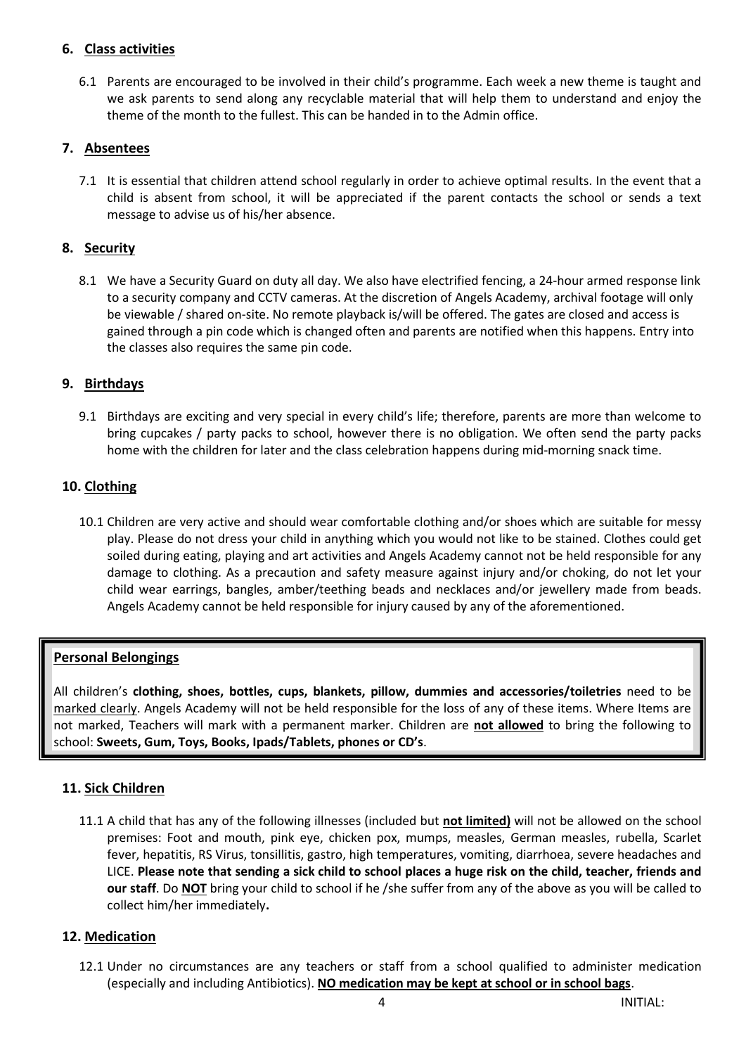## 6. Class activities

6.1 Parents are encouraged to be involved in their child's programme. Each week a new theme is taught and we ask parents to send along any recyclable material that will help them to understand and enjoy the theme of the month to the fullest. This can be handed in to the Admin office.

## 7. Absentees

7.1 It is essential that children attend school regularly in order to achieve optimal results. In the event that a child is absent from school, it will be appreciated if the parent contacts the school or sends a text message to advise us of his/her absence.

## 8. Security

8.1 We have a Security Guard on duty all day. We also have electrified fencing, a 24-hour armed response link to a security company and CCTV cameras. At the discretion of Angels Academy, archival footage will only be viewable / shared on-site. No remote playback is/will be offered. The gates are closed and access is gained through a pin code which is changed often and parents are notified when this happens. Entry into the classes also requires the same pin code.

## 9. Birthdays

9.1 Birthdays are exciting and very special in every child's life; therefore, parents are more than welcome to bring cupcakes / party packs to school, however there is no obligation. We often send the party packs home with the children for later and the class celebration happens during mid-morning snack time.

## 10. Clothing

10.1 Children are very active and should wear comfortable clothing and/or shoes which are suitable for messy play. Please do not dress your child in anything which you would not like to be stained. Clothes could get soiled during eating, playing and art activities and Angels Academy cannot not be held responsible for any damage to clothing. As a precaution and safety measure against injury and/or choking, do not let your child wear earrings, bangles, amber/teething beads and necklaces and/or jewellery made from beads. Angels Academy cannot be held responsible for injury caused by any of the aforementioned.

> **Personal Belongings**
>
> All children's **clothing, shoes, bottles, cups, blankets, pillow, dummies and accessories/toiletries** need to be marked clearly. Angels Academy will not be held responsible for the loss of any of these items. Where Items are not marked, Teachers will mark with a permanent marker. Children are **not allowed** to bring the following to school: **Sweets, Gum, Toys, Books, Ipads/Tablets, phones or CD's**.

## 11. Sick Children

11.1 A child that has any of the following illnesses (included but **not limited)** will not be allowed on the school premises: Foot and mouth, pink eye, chicken pox, mumps, measles, German measles, rubella, Scarlet fever, hepatitis, RS Virus, tonsillitis, gastro, high temperatures, vomiting, diarrhoea, severe headaches and LICE. **Please note that sending a sick child to school places a huge risk on the child, teacher, friends and our staff**. Do **NOT** bring your child to school if he /she suffer from any of the above as you will be called to collect him/her immediately**.**

## 12. Medication

12.1 Under no circumstances are any teachers or staff from a school qualified to administer medication (especially and including Antibiotics). **NO medication may be kept at school or in school bags**.

INITIAL: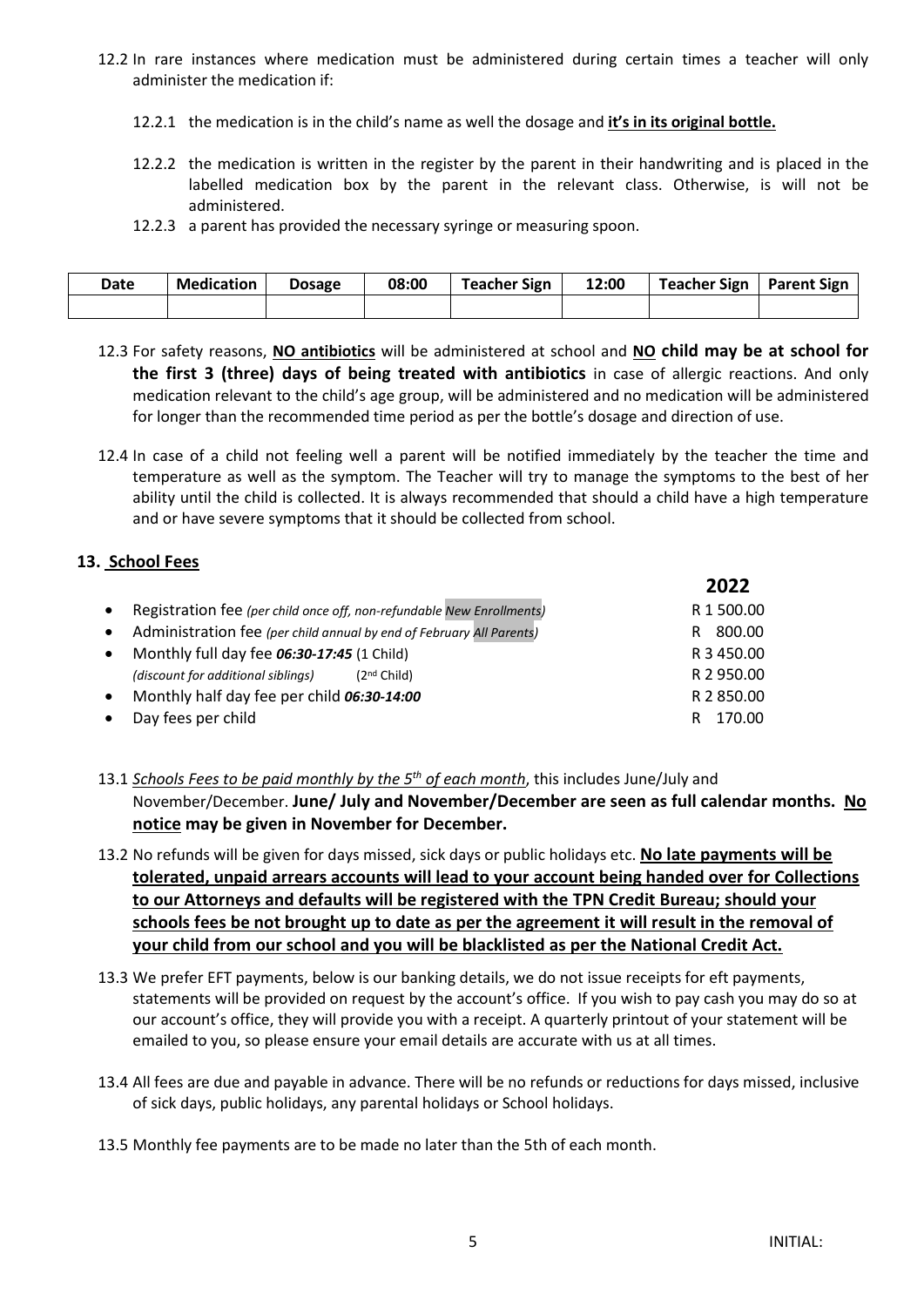12.2 In rare instances where medication must be administered during certain times a teacher will only administer the medication if:

12.2.1 the medication is in the child's name as well the dosage and **it's in its original bottle.**

12.2.2 the medication is written in the register by the parent in their handwriting and is placed in the labelled medication box by the parent in the relevant class. Otherwise, is will not be administered.

12.2.3 a parent has provided the necessary syringe or measuring spoon.

| Date | Medication | Dosage | 08:00 | Teacher Sign | 12:00 | Teacher Sign | Parent Sign |
|---|---|---|---|---|---|---|---|
| | | | | | | | |

12.3 For safety reasons, **NO antibiotics** will be administered at school and **NO child may be at school for the first 3 (three) days of being treated with antibiotics** in case of allergic reactions. And only medication relevant to the child's age group, will be administered and no medication will be administered for longer than the recommended time period as per the bottle's dosage and direction of use.

12.4 In case of a child not feeling well a parent will be notified immediately by the teacher the time and temperature as well as the symptom. The Teacher will try to manage the symptoms to the best of her ability until the child is collected. It is always recommended that should a child have a high temperature and or have severe symptoms that it should be collected from school.

## 13. School Fees

| | 2022 |
|---|---|
| • Registration fee *(per child once off, non-refundable New Enrollments)* | R 1 500.00 |
| • Administration fee *(per child annual by end of February All Parents)* | R 800.00 |
| • Monthly full day fee ***06:30-17:45*** (1 Child) | R 3 450.00 |
| *(discount for additional siblings)* (2nd Child) | R 2 950.00 |
| • Monthly half day fee per child ***06:30-14:00*** | R 2 850.00 |
| • Day fees per child | R 170.00 |

13.1 *Schools Fees to be paid monthly by the 5th of each month*, this includes June/July and November/December. **June/ July and November/December are seen as full calendar months. No notice may be given in November for December.**

13.2 No refunds will be given for days missed, sick days or public holidays etc. **No late payments will be tolerated, unpaid arrears accounts will lead to your account being handed over for Collections to our Attorneys and defaults will be registered with the TPN Credit Bureau; should your schools fees be not brought up to date as per the agreement it will result in the removal of your child from our school and you will be blacklisted as per the National Credit Act.**

13.3 We prefer EFT payments, below is our banking details, we do not issue receipts for eft payments, statements will be provided on request by the account's office. If you wish to pay cash you may do so at our account's office, they will provide you with a receipt. A quarterly printout of your statement will be emailed to you, so please ensure your email details are accurate with us at all times.

13.4 All fees are due and payable in advance. There will be no refunds or reductions for days missed, inclusive of sick days, public holidays, any parental holidays or School holidays.

13.5 Monthly fee payments are to be made no later than the 5th of each month.

INITIAL: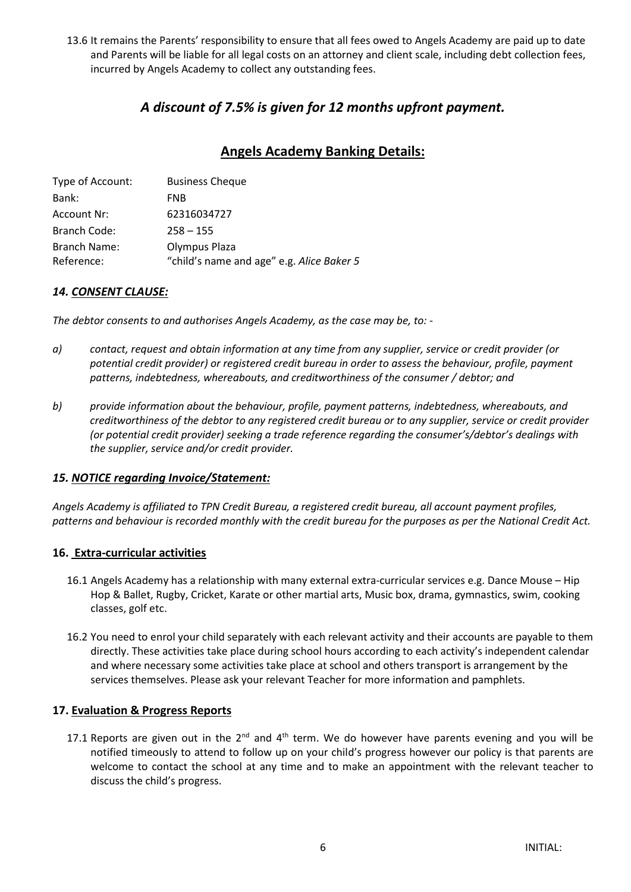13.6 It remains the Parents' responsibility to ensure that all fees owed to Angels Academy are paid up to date and Parents will be liable for all legal costs on an attorney and client scale, including debt collection fees, incurred by Angels Academy to collect any outstanding fees.

## *A discount of 7.5% is given for 12 months upfront payment.*

## Angels Academy Banking Details:

| | |
|---|---|
| Type of Account: | Business Cheque |
| Bank: | FNB |
| Account Nr: | 62316034727 |
| Branch Code: | 258 – 155 |
| Branch Name: | Olympus Plaza |
| Reference: | "child's name and age" e.g. *Alice Baker 5* |

### *14. CONSENT CLAUSE:*

*The debtor consents to and authorises Angels Academy, as the case may be, to: -*

*a) contact, request and obtain information at any time from any supplier, service or credit provider (or potential credit provider) or registered credit bureau in order to assess the behaviour, profile, payment patterns, indebtedness, whereabouts, and creditworthiness of the consumer / debtor; and*

*b) provide information about the behaviour, profile, payment patterns, indebtedness, whereabouts, and creditworthiness of the debtor to any registered credit bureau or to any supplier, service or credit provider (or potential credit provider) seeking a trade reference regarding the consumer's/debtor's dealings with the supplier, service and/or credit provider.*

### *15. NOTICE regarding Invoice/Statement:*

*Angels Academy is affiliated to TPN Credit Bureau, a registered credit bureau, all account payment profiles, patterns and behaviour is recorded monthly with the credit bureau for the purposes as per the National Credit Act.*

### 16. Extra-curricular activities

16.1 Angels Academy has a relationship with many external extra-curricular services e.g. Dance Mouse – Hip Hop & Ballet, Rugby, Cricket, Karate or other martial arts, Music box, drama, gymnastics, swim, cooking classes, golf etc.

16.2 You need to enrol your child separately with each relevant activity and their accounts are payable to them directly. These activities take place during school hours according to each activity's independent calendar and where necessary some activities take place at school and others transport is arrangement by the services themselves. Please ask your relevant Teacher for more information and pamphlets.

### 17. Evaluation & Progress Reports

17.1 Reports are given out in the 2nd and 4th term. We do however have parents evening and you will be notified timeously to attend to follow up on your child's progress however our policy is that parents are welcome to contact the school at any time and to make an appointment with the relevant teacher to discuss the child's progress.

INITIAL: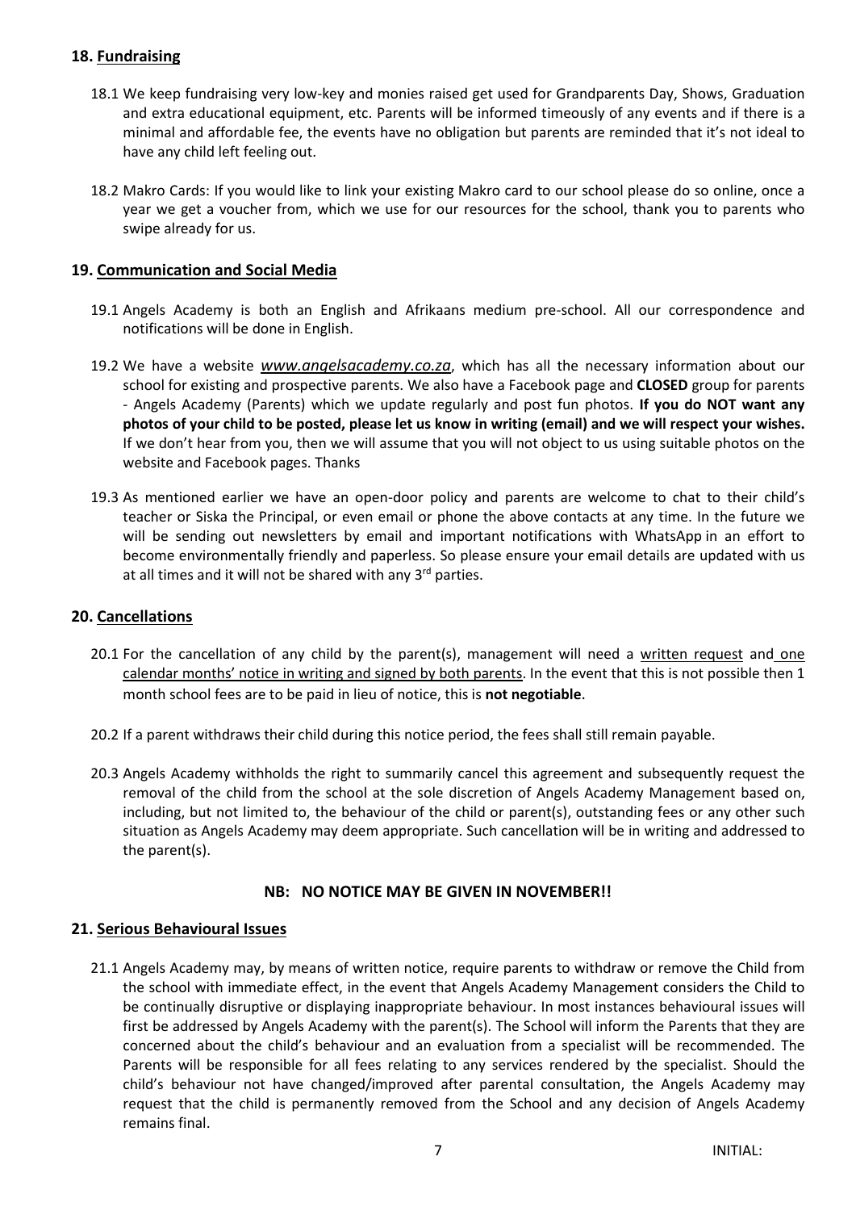## 18. Fundraising

18.1 We keep fundraising very low-key and monies raised get used for Grandparents Day, Shows, Graduation and extra educational equipment, etc. Parents will be informed timeously of any events and if there is a minimal and affordable fee, the events have no obligation but parents are reminded that it's not ideal to have any child left feeling out.

18.2 Makro Cards: If you would like to link your existing Makro card to our school please do so online, once a year we get a voucher from, which we use for our resources for the school, thank you to parents who swipe already for us.

## 19. Communication and Social Media

19.1 Angels Academy is both an English and Afrikaans medium pre-school. All our correspondence and notifications will be done in English.

19.2 We have a website *www.angelsacademy.co.za*, which has all the necessary information about our school for existing and prospective parents. We also have a Facebook page and **CLOSED** group for parents - Angels Academy (Parents) which we update regularly and post fun photos. **If you do NOT want any photos of your child to be posted, please let us know in writing (email) and we will respect your wishes.** If we don't hear from you, then we will assume that you will not object to us using suitable photos on the website and Facebook pages. Thanks

19.3 As mentioned earlier we have an open-door policy and parents are welcome to chat to their child's teacher or Siska the Principal, or even email or phone the above contacts at any time. In the future we will be sending out newsletters by email and important notifications with WhatsApp in an effort to become environmentally friendly and paperless. So please ensure your email details are updated with us at all times and it will not be shared with any 3rd parties.

## 20. Cancellations

20.1 For the cancellation of any child by the parent(s), management will need a written request and one calendar months' notice in writing and signed by both parents. In the event that this is not possible then 1 month school fees are to be paid in lieu of notice, this is **not negotiable**.

20.2 If a parent withdraws their child during this notice period, the fees shall still remain payable.

20.3 Angels Academy withholds the right to summarily cancel this agreement and subsequently request the removal of the child from the school at the sole discretion of Angels Academy Management based on, including, but not limited to, the behaviour of the child or parent(s), outstanding fees or any other such situation as Angels Academy may deem appropriate. Such cancellation will be in writing and addressed to the parent(s).

**NB: NO NOTICE MAY BE GIVEN IN NOVEMBER!!**

## 21. Serious Behavioural Issues

21.1 Angels Academy may, by means of written notice, require parents to withdraw or remove the Child from the school with immediate effect, in the event that Angels Academy Management considers the Child to be continually disruptive or displaying inappropriate behaviour. In most instances behavioural issues will first be addressed by Angels Academy with the parent(s). The School will inform the Parents that they are concerned about the child's behaviour and an evaluation from a specialist will be recommended. The Parents will be responsible for all fees relating to any services rendered by the specialist. Should the child's behaviour not have changed/improved after parental consultation, the Angels Academy may request that the child is permanently removed from the School and any decision of Angels Academy remains final.

INITIAL: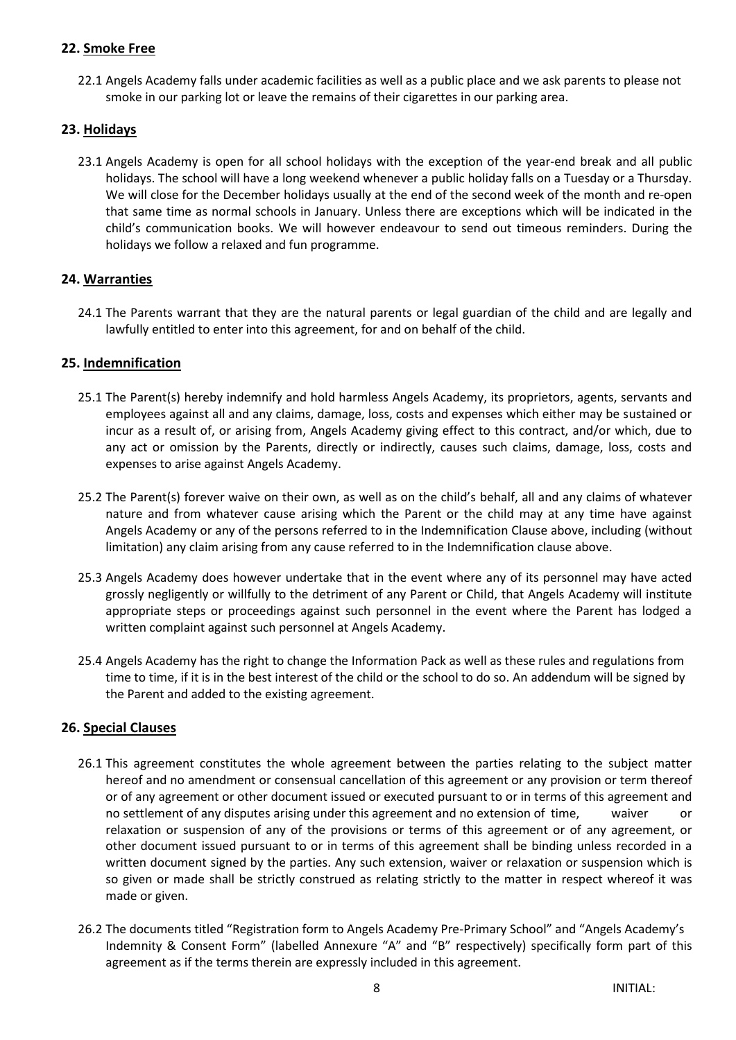## 22. Smoke Free

22.1 Angels Academy falls under academic facilities as well as a public place and we ask parents to please not smoke in our parking lot or leave the remains of their cigarettes in our parking area.

## 23. Holidays

23.1 Angels Academy is open for all school holidays with the exception of the year-end break and all public holidays. The school will have a long weekend whenever a public holiday falls on a Tuesday or a Thursday. We will close for the December holidays usually at the end of the second week of the month and re-open that same time as normal schools in January. Unless there are exceptions which will be indicated in the child's communication books. We will however endeavour to send out timeous reminders. During the holidays we follow a relaxed and fun programme.

## 24. Warranties

24.1 The Parents warrant that they are the natural parents or legal guardian of the child and are legally and lawfully entitled to enter into this agreement, for and on behalf of the child.

## 25. Indemnification

25.1 The Parent(s) hereby indemnify and hold harmless Angels Academy, its proprietors, agents, servants and employees against all and any claims, damage, loss, costs and expenses which either may be sustained or incur as a result of, or arising from, Angels Academy giving effect to this contract, and/or which, due to any act or omission by the Parents, directly or indirectly, causes such claims, damage, loss, costs and expenses to arise against Angels Academy.

25.2 The Parent(s) forever waive on their own, as well as on the child's behalf, all and any claims of whatever nature and from whatever cause arising which the Parent or the child may at any time have against Angels Academy or any of the persons referred to in the Indemnification Clause above, including (without limitation) any claim arising from any cause referred to in the Indemnification clause above.

25.3 Angels Academy does however undertake that in the event where any of its personnel may have acted grossly negligently or willfully to the detriment of any Parent or Child, that Angels Academy will institute appropriate steps or proceedings against such personnel in the event where the Parent has lodged a written complaint against such personnel at Angels Academy.

25.4 Angels Academy has the right to change the Information Pack as well as these rules and regulations from time to time, if it is in the best interest of the child or the school to do so. An addendum will be signed by the Parent and added to the existing agreement.

## 26. Special Clauses

26.1 This agreement constitutes the whole agreement between the parties relating to the subject matter hereof and no amendment or consensual cancellation of this agreement or any provision or term thereof or of any agreement or other document issued or executed pursuant to or in terms of this agreement and no settlement of any disputes arising under this agreement and no extension of time, waiver or relaxation or suspension of any of the provisions or terms of this agreement or of any agreement, or other document issued pursuant to or in terms of this agreement shall be binding unless recorded in a written document signed by the parties. Any such extension, waiver or relaxation or suspension which is so given or made shall be strictly construed as relating strictly to the matter in respect whereof it was made or given.

26.2 The documents titled "Registration form to Angels Academy Pre-Primary School" and "Angels Academy's Indemnity & Consent Form" (labelled Annexure "A" and "B" respectively) specifically form part of this agreement as if the terms therein are expressly included in this agreement.

INITIAL: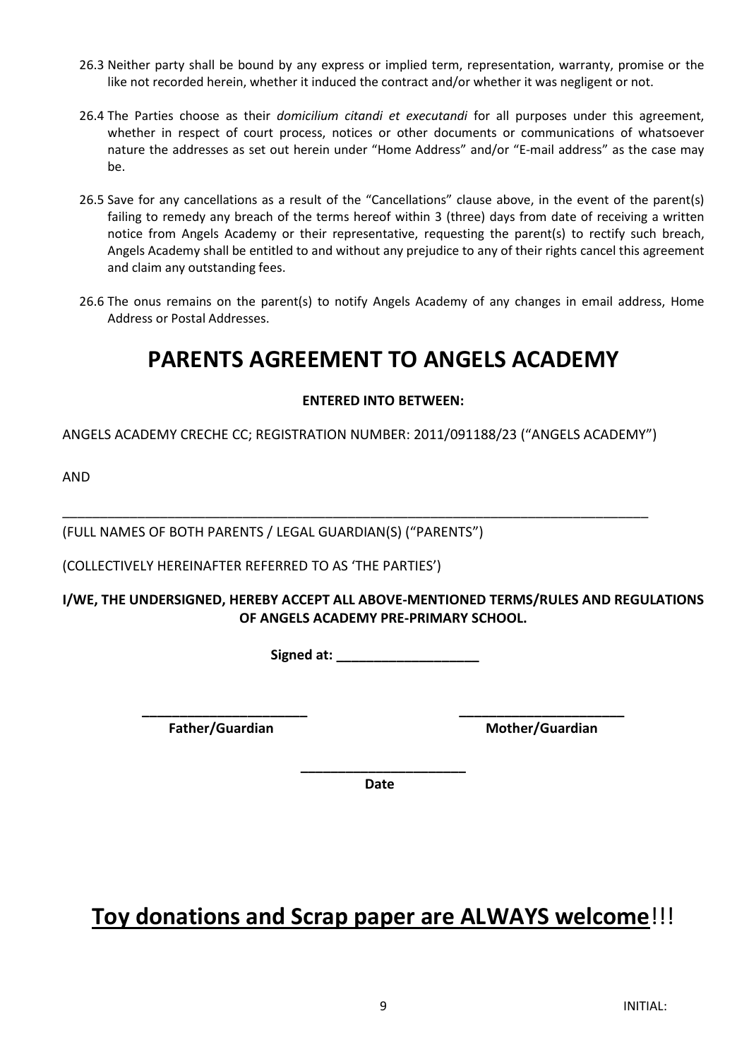26.3 Neither party shall be bound by any express or implied term, representation, warranty, promise or the like not recorded herein, whether it induced the contract and/or whether it was negligent or not.

26.4 The Parties choose as their *domicilium citandi et executandi* for all purposes under this agreement, whether in respect of court process, notices or other documents or communications of whatsoever nature the addresses as set out herein under "Home Address" and/or "E-mail address" as the case may be.

26.5 Save for any cancellations as a result of the "Cancellations" clause above, in the event of the parent(s) failing to remedy any breach of the terms hereof within 3 (three) days from date of receiving a written notice from Angels Academy or their representative, requesting the parent(s) to rectify such breach, Angels Academy shall be entitled to and without any prejudice to any of their rights cancel this agreement and claim any outstanding fees.

26.6 The onus remains on the parent(s) to notify Angels Academy of any changes in email address, Home Address or Postal Addresses.

# PARENTS AGREEMENT TO ANGELS ACADEMY

**ENTERED INTO BETWEEN:**

ANGELS ACADEMY CRECHE CC; REGISTRATION NUMBER: 2011/091188/23 ("ANGELS ACADEMY")

AND

_____________________________________________________________________________________

(FULL NAMES OF BOTH PARENTS / LEGAL GUARDIAN(S) ("PARENTS")

(COLLECTIVELY HEREINAFTER REFERRED TO AS 'THE PARTIES')

**I/WE, THE UNDERSIGNED, HEREBY ACCEPT ALL ABOVE-MENTIONED TERMS/RULES AND REGULATIONS OF ANGELS ACADEMY PRE-PRIMARY SCHOOL.**

**Signed at: ___________________**

**______________________**
**Father/Guardian**

**______________________**
**Mother/Guardian**

**______________________**
**Date**

## **Toy donations and Scrap paper are ALWAYS welcome**!!!

INITIAL: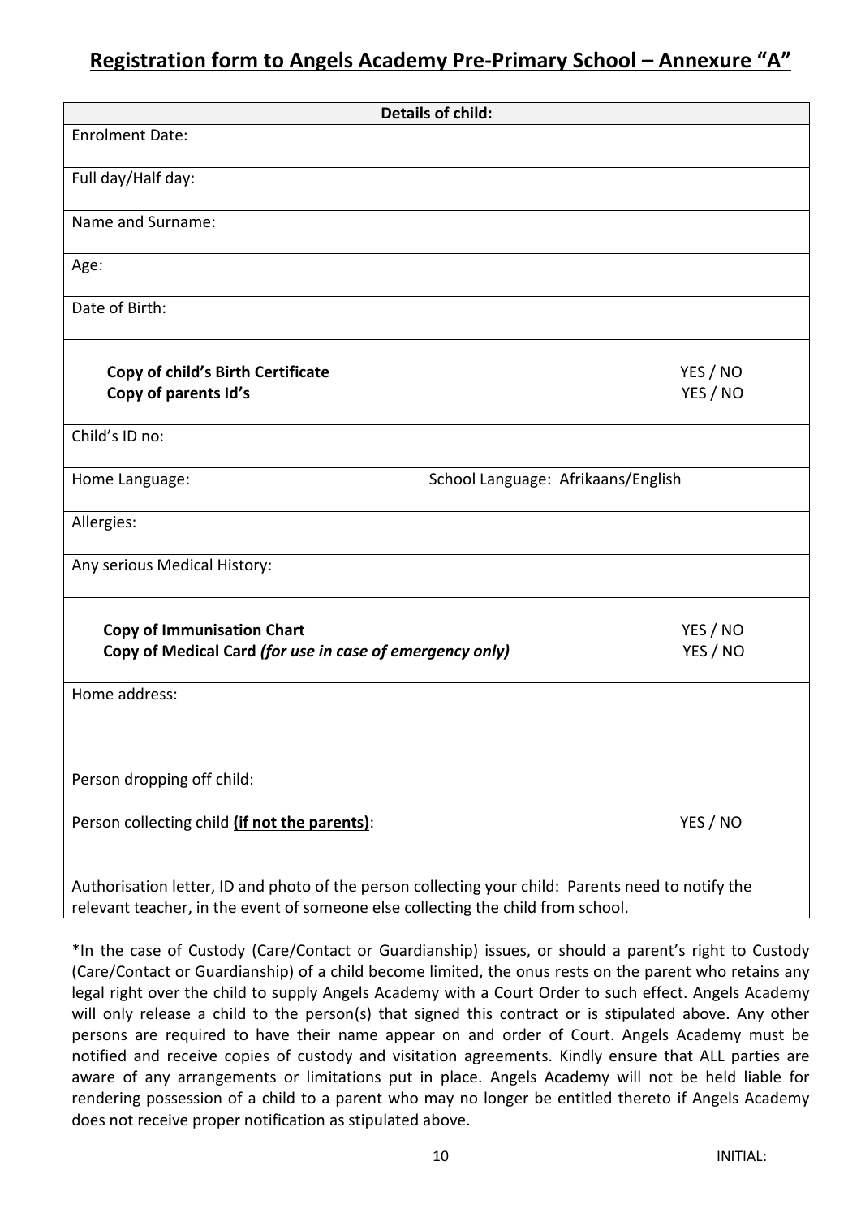## Registration form to Angels Academy Pre-Primary School – Annexure "A"

| **Details of child:** | |
|---|---|
| Enrolment Date: | |
| Full day/Half day: | |
| Name and Surname: | |
| Age: | |
| Date of Birth: | |
| **Copy of child's Birth Certificate**<br>**Copy of parents Id's** | YES / NO<br>YES / NO |
| Child's ID no: | |
| Home Language: | School Language: Afrikaans/English |
| Allergies: | |
| Any serious Medical History: | |
| **Copy of Immunisation Chart**<br>**Copy of Medical Card** ***(for use in case of emergency only)*** | YES / NO<br>YES / NO |
| Home address: | |
| Person dropping off child: | |
| Person collecting child **(if not the parents)**:<br><br>Authorisation letter, ID and photo of the person collecting your child: Parents need to notify the relevant teacher, in the event of someone else collecting the child from school. | YES / NO |

*In the case of Custody (Care/Contact or Guardianship) issues, or should a parent's right to Custody (Care/Contact or Guardianship) of a child become limited, the onus rests on the parent who retains any legal right over the child to supply Angels Academy with a Court Order to such effect. Angels Academy will only release a child to the person(s) that signed this contract or is stipulated above. Any other persons are required to have their name appear on and order of Court. Angels Academy must be notified and receive copies of custody and visitation agreements. Kindly ensure that ALL parties are aware of any arrangements or limitations put in place. Angels Academy will not be held liable for rendering possession of a child to a parent who may no longer be entitled thereto if Angels Academy does not receive proper notification as stipulated above.

INITIAL: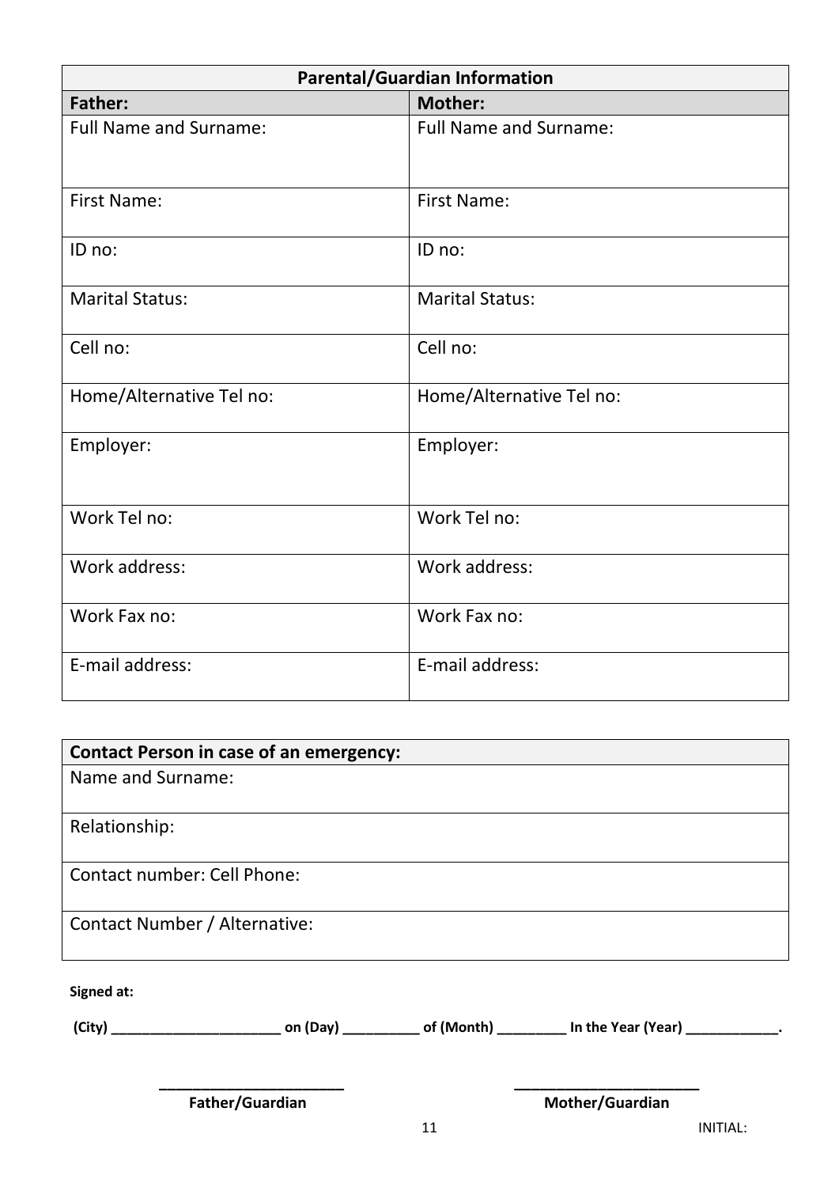| Parental/Guardian Information | |
|---|---|
| **Father:** | **Mother:** |
| Full Name and Surname: | Full Name and Surname: |
| First Name: | First Name: |
| ID no: | ID no: |
| Marital Status: | Marital Status: |
| Cell no: | Cell no: |
| Home/Alternative Tel no: | Home/Alternative Tel no: |
| Employer: | Employer: |
| Work Tel no: | Work Tel no: |
| Work address: | Work address: |
| Work Fax no: | Work Fax no: |
| E-mail address: | E-mail address: |

| **Contact Person in case of an emergency:** |
|---|
| Name and Surname: |
| Relationship: |
| Contact number: Cell Phone: |
| Contact Number / Alternative: |

**Signed at:**

**(City) ______________________ on (Day) __________ of (Month) _________ In the Year (Year) ____________.**

**______________________**
**Father/Guardian**

**______________________**
**Mother/Guardian**

INITIAL: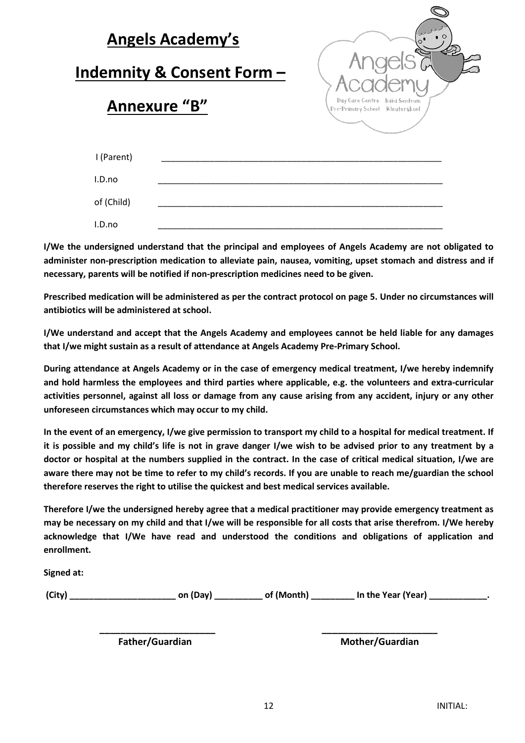# Angels Academy's

# Indemnity & Consent Form –

# Annexure "B"

I (Parent) ___________________________________________________________

I.D.no ___________________________________________________________

of (Child) ___________________________________________________________

I.D.no ___________________________________________________________

**I/We the undersigned understand that the principal and employees of Angels Academy are not obligated to administer non-prescription medication to alleviate pain, nausea, vomiting, upset stomach and distress and if necessary, parents will be notified if non-prescription medicines need to be given.**

**Prescribed medication will be administered as per the contract protocol on page 5. Under no circumstances will antibiotics will be administered at school.**

**I/We understand and accept that the Angels Academy and employees cannot be held liable for any damages that I/we might sustain as a result of attendance at Angels Academy Pre-Primary School.**

**During attendance at Angels Academy or in the case of emergency medical treatment, I/we hereby indemnify and hold harmless the employees and third parties where applicable, e.g. the volunteers and extra-curricular activities personnel, against all loss or damage from any cause arising from any accident, injury or any other unforeseen circumstances which may occur to my child.**

**In the event of an emergency, I/we give permission to transport my child to a hospital for medical treatment. If it is possible and my child's life is not in grave danger I/we wish to be advised prior to any treatment by a doctor or hospital at the numbers supplied in the contract. In the case of critical medical situation, I/we are aware there may not be time to refer to my child's records. If you are unable to reach me/guardian the school therefore reserves the right to utilise the quickest and best medical services available.**

**Therefore I/we the undersigned hereby agree that a medical practitioner may provide emergency treatment as may be necessary on my child and that I/we will be responsible for all costs that arise therefrom. I/We hereby acknowledge that I/We have read and understood the conditions and obligations of application and enrollment.**

**Signed at:**

**(City) ______________________ on (Day) __________ of (Month) _________ In the Year (Year) ____________.**

**_______________________**
**Father/Guardian**

**_______________________**
**Mother/Guardian**

INITIAL: